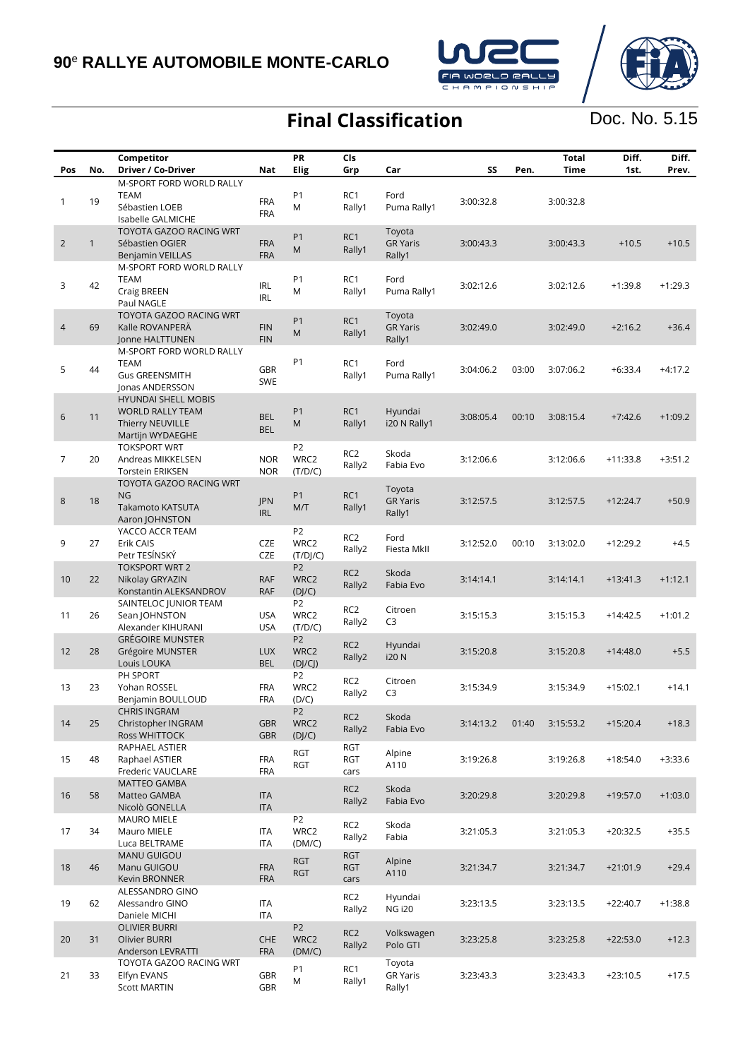# 90[e] RALLYE AUTOMOBILE MONTE-CARLO

## Final Classification

Doc. No. 5.15

| Pos | No. | Competitor Driver / Co-Driver | Nat | PR Elig | Cls Grp | Car | SS | Pen. | Total Time | Diff. 1st. | Diff. Prev. |
|---|---|---|---|---|---|---|---|---|---|---|---|
| 1 | 19 | M-SPORT FORD WORLD RALLY TEAM<br>Sébastien LOEB<br>Isabelle GALMICHE | FRA<br>FRA | P1<br>M | RC1<br>Rally1 | Ford<br>Puma Rally1 | 3:00:32.8 | | 3:00:32.8 | | |
| 2 | 1 | TOYOTA GAZOO RACING WRT<br>Sébastien OGIER<br>Benjamin VEILLAS | FRA<br>FRA | P1<br>M | RC1<br>Rally1 | Toyota<br>GR Yaris<br>Rally1 | 3:00:43.3 | | 3:00:43.3 | +10.5 | +10.5 |
| 3 | 42 | M-SPORT FORD WORLD RALLY TEAM<br>Craig BREEN<br>Paul NAGLE | IRL<br>IRL | P1<br>M | RC1<br>Rally1 | Ford<br>Puma Rally1 | 3:02:12.6 | | 3:02:12.6 | +1:39.8 | +1:29.3 |
| 4 | 69 | TOYOTA GAZOO RACING WRT<br>Kalle ROVANPERÄ<br>Jonne HALTTUNEN | FIN<br>FIN | P1<br>M | RC1<br>Rally1 | Toyota<br>GR Yaris<br>Rally1 | 3:02:49.0 | | 3:02:49.0 | +2:16.2 | +36.4 |
| 5 | 44 | M-SPORT FORD WORLD RALLY TEAM<br>Gus GREENSMITH<br>Jonas ANDERSSON | GBR<br>SWE | P1 | RC1<br>Rally1 | Ford<br>Puma Rally1 | 3:04:06.2 | 03:00 | 3:07:06.2 | +6:33.4 | +4:17.2 |
| 6 | 11 | HYUNDAI SHELL MOBIS WORLD RALLY TEAM<br>Thierry NEUVILLE<br>Martijn WYDAEGHE | BEL<br>BEL | P1<br>M | RC1<br>Rally1 | Hyundai<br>i20 N Rally1 | 3:08:05.4 | 00:10 | 3:08:15.4 | +7:42.6 | +1:09.2 |
| 7 | 20 | TOKSPORT WRT<br>Andreas MIKKELSEN<br>Torstein ERIKSEN | NOR<br>NOR | P2<br>WRC2<br>(T/D/C) | RC2<br>Rally2 | Skoda<br>Fabia Evo | 3:12:06.6 | | 3:12:06.6 | +11:33.8 | +3:51.2 |
| 8 | 18 | TOYOTA GAZOO RACING WRT NG<br>Takamoto KATSUTA<br>Aaron JOHNSTON | JPN<br>IRL | P1<br>M/T | RC1<br>Rally1 | Toyota<br>GR Yaris<br>Rally1 | 3:12:57.5 | | 3:12:57.5 | +12:24.7 | +50.9 |
| 9 | 27 | YACCO ACCR TEAM<br>Erik CAIS<br>Petr TESÍNSKÝ | CZE<br>CZE | P2<br>WRC2<br>(T/DJ/C) | RC2<br>Rally2 | Ford<br>Fiesta MkII | 3:12:52.0 | 00:10 | 3:13:02.0 | +12:29.2 | +4.5 |
| 10 | 22 | TOKSPORT WRT 2<br>Nikolay GRYAZIN<br>Konstantin ALEKSANDROV | RAF<br>RAF | P2<br>WRC2<br>(DJ/C) | RC2<br>Rally2 | Skoda<br>Fabia Evo | 3:14:14.1 | | 3:14:14.1 | +13:41.3 | +1:12.1 |
| 11 | 26 | SAINTELOC JUNIOR TEAM<br>Sean JOHNSTON<br>Alexander KIHURANI | USA<br>USA | P2<br>WRC2<br>(T/D/C) | RC2<br>Rally2 | Citroen<br>C3 | 3:15:15.3 | | 3:15:15.3 | +14:42.5 | +1:01.2 |
| 12 | 28 | GRÉGOIRE MUNSTER<br>Grégoire MUNSTER<br>Louis LOUKA | LUX<br>BEL | P2<br>WRC2<br>(DJ/CJ) | RC2<br>Rally2 | Hyundai<br>i20 N | 3:15:20.8 | | 3:15:20.8 | +14:48.0 | +5.5 |
| 13 | 23 | PH SPORT<br>Yohan ROSSEL<br>Benjamin BOULLOUD | FRA<br>FRA | P2<br>WRC2<br>(D/C) | RC2<br>Rally2 | Citroen<br>C3 | 3:15:34.9 | | 3:15:34.9 | +15:02.1 | +14.1 |
| 14 | 25 | CHRIS INGRAM<br>Christopher INGRAM<br>Ross WHITTOCK | GBR<br>GBR | P2<br>WRC2<br>(DJ/C) | RC2<br>Rally2 | Skoda<br>Fabia Evo | 3:14:13.2 | 01:40 | 3:15:53.2 | +15:20.4 | +18.3 |
| 15 | 48 | RAPHAEL ASTIER<br>Raphael ASTIER<br>Frederic VAUCLARE | FRA<br>FRA | RGT<br>RGT | RGT<br>RGT<br>cars | Alpine<br>A110 | 3:19:26.8 | | 3:19:26.8 | +18:54.0 | +3:33.6 |
| 16 | 58 | MATTEO GAMBA<br>Matteo GAMBA<br>Nicolò GONELLA | ITA<br>ITA | | RC2<br>Rally2 | Skoda<br>Fabia Evo | 3:20:29.8 | | 3:20:29.8 | +19:57.0 | +1:03.0 |
| 17 | 34 | MAURO MIELE<br>Mauro MIELE<br>Luca BELTRAME | ITA<br>ITA | P2<br>WRC2<br>(DM/C) | RC2<br>Rally2 | Skoda<br>Fabia | 3:21:05.3 | | 3:21:05.3 | +20:32.5 | +35.5 |
| 18 | 46 | MANU GUIGOU<br>Manu GUIGOU<br>Kevin BRONNER | FRA<br>FRA | RGT<br>RGT | RGT<br>RGT<br>cars | Alpine<br>A110 | 3:21:34.7 | | 3:21:34.7 | +21:01.9 | +29.4 |
| 19 | 62 | ALESSANDRO GINO<br>Alessandro GINO<br>Daniele MICHI | ITA<br>ITA | | RC2<br>Rally2 | Hyundai<br>NG i20 | 3:23:13.5 | | 3:23:13.5 | +22:40.7 | +1:38.8 |
| 20 | 31 | OLIVIER BURRI<br>Olivier BURRI<br>Anderson LEVRATTI | CHE<br>FRA | P2<br>WRC2<br>(DM/C) | RC2<br>Rally2 | Volkswagen<br>Polo GTI | 3:23:25.8 | | 3:23:25.8 | +22:53.0 | +12.3 |
| 21 | 33 | TOYOTA GAZOO RACING WRT<br>Elfyn EVANS<br>Scott MARTIN | GBR<br>GBR | P1<br>M | RC1<br>Rally1 | Toyota<br>GR Yaris<br>Rally1 | 3:23:43.3 | | 3:23:43.3 | +23:10.5 | +17.5 |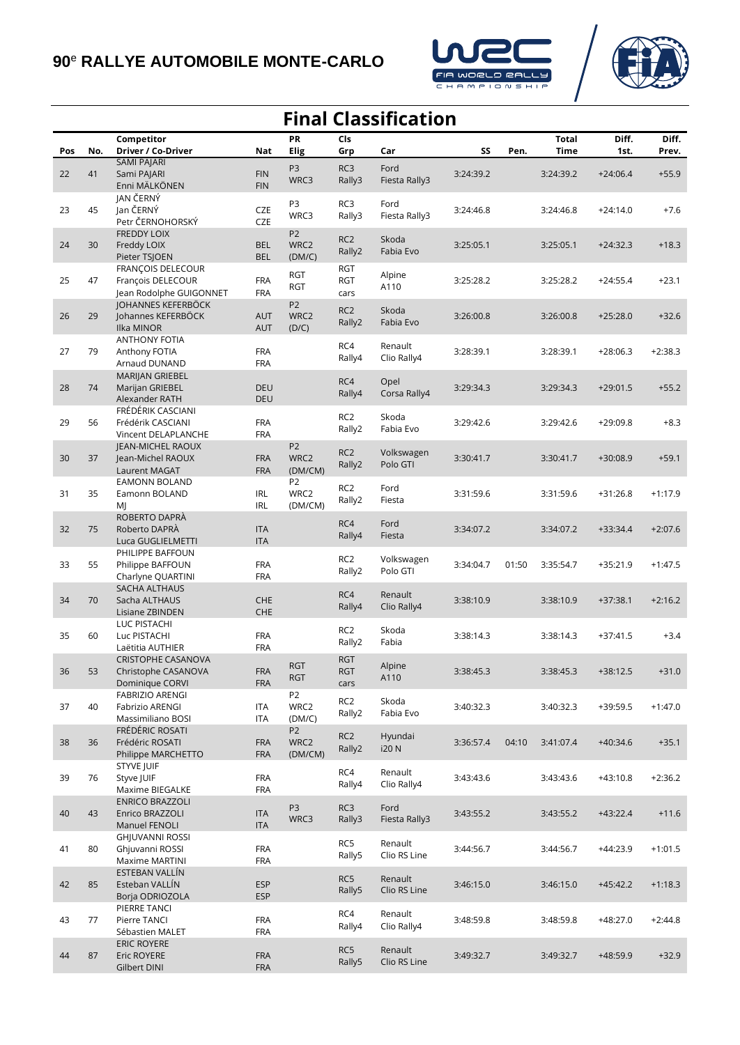# 90[e] RALLYE AUTOMOBILE MONTE-CARLO

## Final Classification

| Pos | No. | Competitor Driver / Co-Driver | Nat | PR Elig | Cls Grp | Car | SS | Pen. | Total Time | Diff. 1st. | Diff. Prev. |
|---|---|---|---|---|---|---|---|---|---|---|---|
| 22 | 41 | SAMI PAJARI<br>Sami PAJARI<br>Enni MÄLKÖNEN | FIN<br>FIN | P3<br>WRC3 | RC3<br>Rally3 | Ford<br>Fiesta Rally3 | 3:24:39.2 | | 3:24:39.2 | +24:06.4 | +55.9 |
| 23 | 45 | JAN ČERNÝ<br>Jan ČERNÝ<br>Petr ČERNOHORSKÝ | CZE<br>CZE | P3<br>WRC3 | RC3<br>Rally3 | Ford<br>Fiesta Rally3 | 3:24:46.8 | | 3:24:46.8 | +24:14.0 | +7.6 |
| 24 | 30 | FREDDY LOIX<br>Freddy LOIX<br>Pieter TSJOEN | BEL<br>BEL | P2<br>WRC2<br>(DM/C) | RC2<br>Rally2 | Skoda<br>Fabia Evo | 3:25:05.1 | | 3:25:05.1 | +24:32.3 | +18.3 |
| 25 | 47 | FRANÇOIS DELECOUR<br>François DELECOUR<br>Jean Rodolphe GUIGONNET | FRA<br>FRA | RGT<br>RGT | RGT<br>RGT<br>cars | Alpine<br>A110 | 3:25:28.2 | | 3:25:28.2 | +24:55.4 | +23.1 |
| 26 | 29 | JOHANNES KEFERBÖCK<br>Johannes KEFERBÖCK<br>Ilka MINOR | AUT<br>AUT | P2<br>WRC2<br>(D/C) | RC2<br>Rally2 | Skoda<br>Fabia Evo | 3:26:00.8 | | 3:26:00.8 | +25:28.0 | +32.6 |
| 27 | 79 | ANTHONY FOTIA<br>Anthony FOTIA<br>Arnaud DUNAND | FRA<br>FRA | | RC4<br>Rally4 | Renault<br>Clio Rally4 | 3:28:39.1 | | 3:28:39.1 | +28:06.3 | +2:38.3 |
| 28 | 74 | MARIJAN GRIEBEL<br>Marijan GRIEBEL<br>Alexander RATH | DEU<br>DEU | | RC4<br>Rally4 | Opel<br>Corsa Rally4 | 3:29:34.3 | | 3:29:34.3 | +29:01.5 | +55.2 |
| 29 | 56 | FRÉDÉRIK CASCIANI<br>Frédérik CASCIANI<br>Vincent DELAPLANCHE | FRA<br>FRA | | RC2<br>Rally2 | Skoda<br>Fabia Evo | 3:29:42.6 | | 3:29:42.6 | +29:09.8 | +8.3 |
| 30 | 37 | JEAN-MICHEL RAOUX<br>Jean-Michel RAOUX<br>Laurent MAGAT | FRA<br>FRA | P2<br>WRC2<br>(DM/CM) | RC2<br>Rally2 | Volkswagen<br>Polo GTI | 3:30:41.7 | | 3:30:41.7 | +30:08.9 | +59.1 |
| 31 | 35 | EAMONN BOLAND<br>Eamonn BOLAND<br>MJ | IRL<br>IRL | P2<br>WRC2<br>(DM/CM) | RC2<br>Rally2 | Ford<br>Fiesta | 3:31:59.6 | | 3:31:59.6 | +31:26.8 | +1:17.9 |
| 32 | 75 | ROBERTO DAPRÀ<br>Roberto DAPRÀ<br>Luca GUGLIELMETTI | ITA<br>ITA | | RC4<br>Rally4 | Ford<br>Fiesta | 3:34:07.2 | | 3:34:07.2 | +33:34.4 | +2:07.6 |
| 33 | 55 | PHILIPPE BAFFOUN<br>Philippe BAFFOUN<br>Charlyne QUARTINI | FRA<br>FRA | | RC2<br>Rally2 | Volkswagen<br>Polo GTI | 3:34:04.7 | 01:50 | 3:35:54.7 | +35:21.9 | +1:47.5 |
| 34 | 70 | SACHA ALTHAUS<br>Sacha ALTHAUS<br>Lisiane ZBINDEN | CHE<br>CHE | | RC4<br>Rally4 | Renault<br>Clio Rally4 | 3:38:10.9 | | 3:38:10.9 | +37:38.1 | +2:16.2 |
| 35 | 60 | LUC PISTACHI<br>Luc PISTACHI<br>Laëtitia AUTHIER | FRA<br>FRA | | RC2<br>Rally2 | Skoda<br>Fabia | 3:38:14.3 | | 3:38:14.3 | +37:41.5 | +3.4 |
| 36 | 53 | CRISTOPHE CASANOVA<br>Christophe CASANOVA<br>Dominique CORVI | FRA<br>FRA | RGT<br>RGT | RGT<br>RGT<br>cars | Alpine<br>A110 | 3:38:45.3 | | 3:38:45.3 | +38:12.5 | +31.0 |
| 37 | 40 | FABRIZIO ARENGI<br>Fabrizio ARENGI<br>Massimiliano BOSI | ITA<br>ITA | P2<br>WRC2<br>(DM/C) | RC2<br>Rally2 | Skoda<br>Fabia Evo | 3:40:32.3 | | 3:40:32.3 | +39:59.5 | +1:47.0 |
| 38 | 36 | FRÉDÉRIC ROSATI<br>Frédéric ROSATI<br>Philippe MARCHETTO | FRA<br>FRA | P2<br>WRC2<br>(DM/CM) | RC2<br>Rally2 | Hyundai<br>i20 N | 3:36:57.4 | 04:10 | 3:41:07.4 | +40:34.6 | +35.1 |
| 39 | 76 | STYVE JUIF<br>Styve JUIF<br>Maxime BIEGALKE | FRA<br>FRA | | RC4<br>Rally4 | Renault<br>Clio Rally4 | 3:43:43.6 | | 3:43:43.6 | +43:10.8 | +2:36.2 |
| 40 | 43 | ENRICO BRAZZOLI<br>Enrico BRAZZOLI<br>Manuel FENOLI | ITA<br>ITA | P3<br>WRC3 | RC3<br>Rally3 | Ford<br>Fiesta Rally3 | 3:43:55.2 | | 3:43:55.2 | +43:22.4 | +11.6 |
| 41 | 80 | GHJUVANNI ROSSI<br>Ghjuvanni ROSSI<br>Maxime MARTINI | FRA<br>FRA | | RC5<br>Rally5 | Renault<br>Clio RS Line | 3:44:56.7 | | 3:44:56.7 | +44:23.9 | +1:01.5 |
| 42 | 85 | ESTEBAN VALLÍN<br>Esteban VALLÍN<br>Borja ODRIOZOLA | ESP<br>ESP | | RC5<br>Rally5 | Renault<br>Clio RS Line | 3:46:15.0 | | 3:46:15.0 | +45:42.2 | +1:18.3 |
| 43 | 77 | PIERRE TANCI<br>Pierre TANCI<br>Sébastien MALET | FRA<br>FRA | | RC4<br>Rally4 | Renault<br>Clio Rally4 | 3:48:59.8 | | 3:48:59.8 | +48:27.0 | +2:44.8 |
| 44 | 87 | ERIC ROYERE<br>Eric ROYERE<br>Gilbert DINI | FRA<br>FRA | | RC5<br>Rally5 | Renault<br>Clio RS Line | 3:49:32.7 | | 3:49:32.7 | +48:59.9 | +32.9 |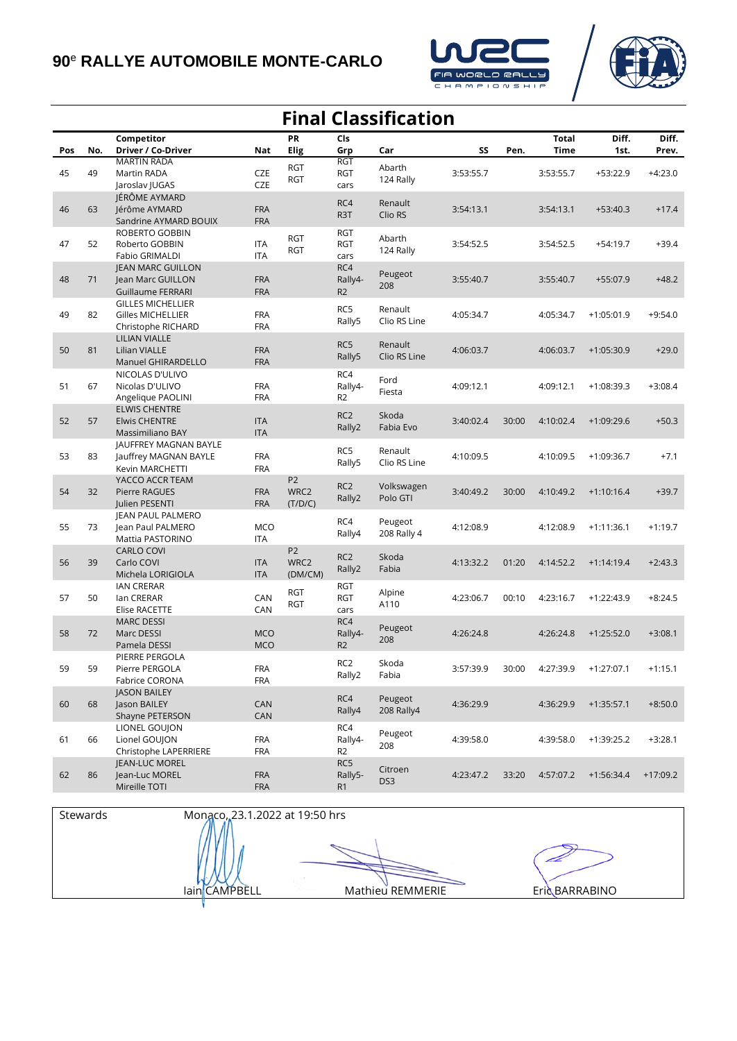# 90[e] RALLYE AUTOMOBILE MONTE-CARLO

## Final Classification

| Pos | No. | Competitor Driver / Co-Driver | Nat | PR Elig | Cls Grp | Car | SS | Pen. | Total Time | Diff. 1st. | Diff. Prev. |
|---|---|---|---|---|---|---|---|---|---|---|---|
| 45 | 49 | MARTIN RADA<br>Martin RADA<br>Jaroslav JUGAS | CZE<br>CZE | RGT<br>RGT | RGT<br>RGT<br>cars | Abarth 124 Rally | 3:53:55.7 | | 3:53:55.7 | +53:22.9 | +4:23.0 |
| 46 | 63 | JÉRÔME AYMARD<br>Jérôme AYMARD<br>Sandrine AYMARD BOUIX | FRA<br>FRA | | RC4<br>R3T | Renault Clio RS | 3:54:13.1 | | 3:54:13.1 | +53:40.3 | +17.4 |
| 47 | 52 | ROBERTO GOBBIN<br>Roberto GOBBIN<br>Fabio GRIMALDI | ITA<br>ITA | RGT<br>RGT | RGT<br>RGT<br>cars | Abarth 124 Rally | 3:54:52.5 | | 3:54:52.5 | +54:19.7 | +39.4 |
| 48 | 71 | JEAN MARC GUILLON<br>Jean Marc GUILLON<br>Guillaume FERRARI | FRA<br>FRA | | RC4<br>Rally4-<br>R2 | Peugeot 208 | 3:55:40.7 | | 3:55:40.7 | +55:07.9 | +48.2 |
| 49 | 82 | GILLES MICHELLIER<br>Gilles MICHELLIER<br>Christophe RICHARD | FRA<br>FRA | | RC5<br>Rally5 | Renault Clio RS Line | 4:05:34.7 | | 4:05:34.7 | +1:05:01.9 | +9:54.0 |
| 50 | 81 | LILIAN VIALLE<br>Lilian VIALLE<br>Manuel GHIRARDELLO | FRA<br>FRA | | RC5<br>Rally5 | Renault Clio RS Line | 4:06:03.7 | | 4:06:03.7 | +1:05:30.9 | +29.0 |
| 51 | 67 | NICOLAS D'ULIVO<br>Nicolas D'ULIVO<br>Angelique PAOLINI | FRA<br>FRA | | RC4<br>Rally4-<br>R2 | Ford Fiesta | 4:09:12.1 | | 4:09:12.1 | +1:08:39.3 | +3:08.4 |
| 52 | 57 | ELWIS CHENTRE<br>Elwis CHENTRE<br>Massimiliano BAY | ITA<br>ITA | | RC2<br>Rally2 | Skoda Fabia Evo | 3:40:02.4 | 30:00 | 4:10:02.4 | +1:09:29.6 | +50.3 |
| 53 | 83 | JAUFFREY MAGNAN BAYLE<br>Jauffrey MAGNAN BAYLE<br>Kevin MARCHETTI | FRA<br>FRA | | RC5<br>Rally5 | Renault Clio RS Line | 4:10:09.5 | | 4:10:09.5 | +1:09:36.7 | +7.1 |
| 54 | 32 | YACCO ACCR TEAM<br>Pierre RAGUES<br>Julien PESENTI | FRA<br>FRA | P2<br>WRC2<br>(T/D/C) | RC2<br>Rally2 | Volkswagen Polo GTI | 3:40:49.2 | 30:00 | 4:10:49.2 | +1:10:16.4 | +39.7 |
| 55 | 73 | JEAN PAUL PALMERO<br>Jean Paul PALMERO<br>Mattia PASTORINO | MCO<br>ITA | | RC4<br>Rally4 | Peugeot 208 Rally 4 | 4:12:08.9 | | 4:12:08.9 | +1:11:36.1 | +1:19.7 |
| 56 | 39 | CARLO COVI<br>Carlo COVI<br>Michela LORIGIOLA | ITA<br>ITA | P2<br>WRC2<br>(DM/CM) | RC2<br>Rally2 | Skoda Fabia | 4:13:32.2 | 01:20 | 4:14:52.2 | +1:14:19.4 | +2:43.3 |
| 57 | 50 | IAN CRERAR<br>Ian CRERAR<br>Elise RACETTE | CAN<br>CAN | RGT<br>RGT | RGT<br>RGT<br>cars | Alpine A110 | 4:23:06.7 | 00:10 | 4:23:16.7 | +1:22:43.9 | +8:24.5 |
| 58 | 72 | MARC DESSI<br>Marc DESSI<br>Pamela DESSI | MCO<br>MCO | | RC4<br>Rally4-<br>R2 | Peugeot 208 | 4:26:24.8 | | 4:26:24.8 | +1:25:52.0 | +3:08.1 |
| 59 | 59 | PIERRE PERGOLA<br>Pierre PERGOLA<br>Fabrice CORONA | FRA<br>FRA | | RC2<br>Rally2 | Skoda Fabia | 3:57:39.9 | 30:00 | 4:27:39.9 | +1:27:07.1 | +1:15.1 |
| 60 | 68 | JASON BAILEY<br>Jason BAILEY<br>Shayne PETERSON | CAN<br>CAN | | RC4<br>Rally4 | Peugeot 208 Rally4 | 4:36:29.9 | | 4:36:29.9 | +1:35:57.1 | +8:50.0 |
| 61 | 66 | LIONEL GOUJON<br>Lionel GOUJON<br>Christophe LAPERRIERE | FRA<br>FRA | | RC4<br>Rally4-<br>R2 | Peugeot 208 | 4:39:58.0 | | 4:39:58.0 | +1:39:25.2 | +3:28.1 |
| 62 | 86 | JEAN-LUC MOREL<br>Jean-Luc MOREL<br>Mireille TOTI | FRA<br>FRA | | RC5<br>Rally5-<br>R1 | Citroen DS3 | 4:23:47.2 | 33:20 | 4:57:07.2 | +1:56:34.4 | +17:09.2 |

| Stewards | Monaco, 23.1.2022 at 19:50 hrs | | |
|---|---|---|---|
| | Iain CAMPBELL | Mathieu REMMERIE | Eric BARRABINO |